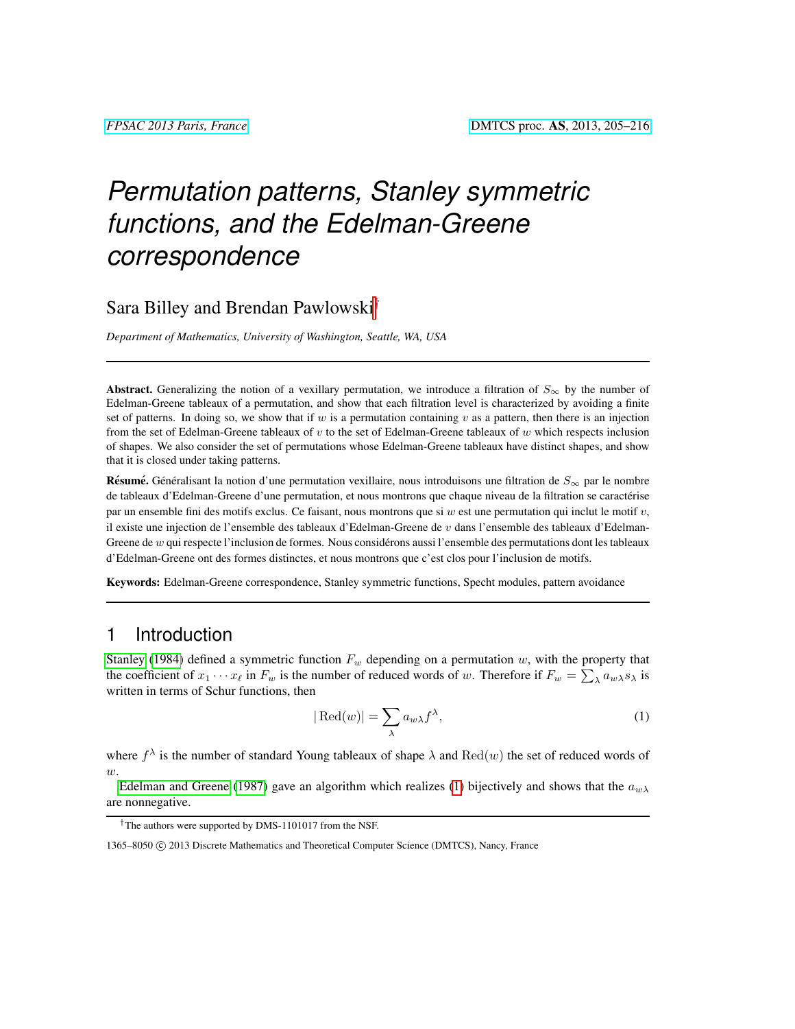# *Permutation patterns, Stanley symmetric functions, and the Edelman-Greene correspondence*

Sara Billey and Brendan Pawlowski[†]

*Department of Mathematics, University of Washington, Seattle, WA, USA*

---

**Abstract.** Generalizing the notion of a vexillary permutation, we introduce a filtration of $S_\infty$ by the number of Edelman-Greene tableaux of a permutation, and show that each filtration level is characterized by avoiding a finite set of patterns. In doing so, we show that if $w$ is a permutation containing $v$ as a pattern, then there is an injection from the set of Edelman-Greene tableaux of $v$ to the set of Edelman-Greene tableaux of $w$ which respects inclusion of shapes. We also consider the set of permutations whose Edelman-Greene tableaux have distinct shapes, and show that it is closed under taking patterns.

**Résumé.** Généralisant la notion d'une permutation vexillaire, nous introduisons une filtration de $S_\infty$ par le nombre de tableaux d'Edelman-Greene d'une permutation, et nous montrons que chaque niveau de la filtration se caractérise par un ensemble fini des motifs exclus. Ce faisant, nous montrons que si $w$ est une permutation qui inclut le motif $v$, il existe une injection de l'ensemble des tableaux d'Edelman-Greene de $v$ dans l'ensemble des tableaux d'Edelman-Greene de $w$ qui respecte l'inclusion de formes. Nous considérons aussi l'ensemble des permutations dont les tableaux d'Edelman-Greene ont des formes distinctes, et nous montrons que c'est clos pour l'inclusion de motifs.

**Keywords:** Edelman-Greene correspondence, Stanley symmetric functions, Specht modules, pattern avoidance

---

## 1 Introduction

Stanley (1984) defined a symmetric function $F_w$ depending on a permutation $w$, with the property that the coefficient of $x_1 \cdots x_\ell$ in $F_w$ is the number of reduced words of $w$. Therefore if $F_w = \sum_\lambda a_{w\lambda} s_\lambda$ is written in terms of Schur functions, then

$$|\operatorname{Red}(w)| = \sum_\lambda a_{w\lambda} f^\lambda, \tag{1}$$

where $f^\lambda$ is the number of standard Young tableaux of shape $\lambda$ and $\operatorname{Red}(w)$ the set of reduced words of $w$.

Edelman and Greene (1987) gave an algorithm which realizes (1) bijectively and shows that the $a_{w\lambda}$ are nonnegative.

---

[†] The authors were supported by DMS-1101017 from the NSF.

1365–8050 © 2013 Discrete Mathematics and Theoretical Computer Science (DMTCS), Nancy, France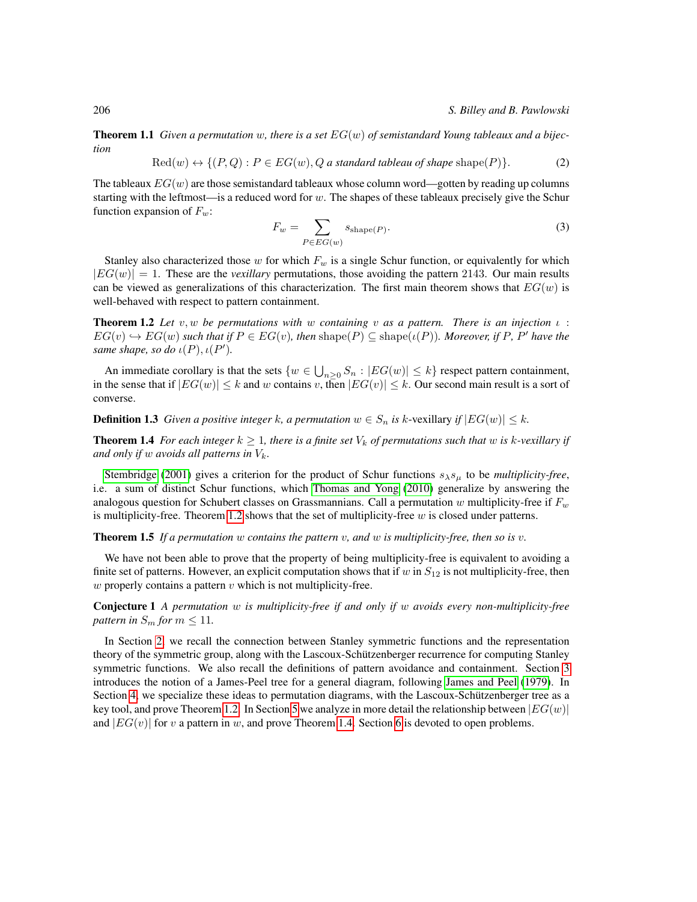**Theorem 1.1** *Given a permutation $w$, there is a set $EG(w)$ of semistandard Young tableaux and a bijection*

$$\mathrm{Red}(w) \leftrightarrow \{(P,Q) : P \in EG(w), Q \text{ a standard tableau of shape } \mathrm{shape}(P)\}. \tag{2}$$

The tableaux $EG(w)$ are those semistandard tableaux whose column word—gotten by reading up columns starting with the leftmost—is a reduced word for $w$. The shapes of these tableaux precisely give the Schur function expansion of $F_w$:

$$F_w = \sum_{P \in EG(w)} s_{\mathrm{shape}(P)}. \tag{3}$$

Stanley also characterized those $w$ for which $F_w$ is a single Schur function, or equivalently for which $|EG(w)| = 1$. These are the *vexillary* permutations, those avoiding the pattern 2143. Our main results can be viewed as generalizations of this characterization. The first main theorem shows that $EG(w)$ is well-behaved with respect to pattern containment.

**Theorem 1.2** *Let $v, w$ be permutations with $w$ containing $v$ as a pattern. There is an injection $\iota : EG(v) \hookrightarrow EG(w)$ such that if $P \in EG(v)$, then $\mathrm{shape}(P) \subseteq \mathrm{shape}(\iota(P))$. Moreover, if $P$, $P'$ have the same shape, so do $\iota(P), \iota(P')$.*

An immediate corollary is that the sets $\{w \in \bigcup_{n \geq 0} S_n : |EG(w)| \leq k\}$ respect pattern containment, in the sense that if $|EG(w)| \leq k$ and $w$ contains $v$, then $|EG(v)| \leq k$. Our second main result is a sort of converse.

**Definition 1.3** *Given a positive integer $k$, a permutation $w \in S_n$ is $k$-vexillary if $|EG(w)| \leq k$.*

**Theorem 1.4** *For each integer $k \geq 1$, there is a finite set $V_k$ of permutations such that $w$ is $k$-vexillary if and only if $w$ avoids all patterns in $V_k$.*

Stembridge (2001) gives a criterion for the product of Schur functions $s_\lambda s_\mu$ to be *multiplicity-free*, i.e. a sum of distinct Schur functions, which Thomas and Yong (2010) generalize by answering the analogous question for Schubert classes on Grassmannians. Call a permutation $w$ multiplicity-free if $F_w$ is multiplicity-free. Theorem 1.2 shows that the set of multiplicity-free $w$ is closed under patterns.

**Theorem 1.5** *If a permutation $w$ contains the pattern $v$, and $w$ is multiplicity-free, then so is $v$.*

We have not been able to prove that the property of being multiplicity-free is equivalent to avoiding a finite set of patterns. However, an explicit computation shows that if $w$ in $S_{12}$ is not multiplicity-free, then $w$ properly contains a pattern $v$ which is not multiplicity-free.

**Conjecture 1** *A permutation $w$ is multiplicity-free if and only if $w$ avoids every non-multiplicity-free pattern in $S_m$ for $m \leq 11$.*

In Section 2, we recall the connection between Stanley symmetric functions and the representation theory of the symmetric group, along with the Lascoux-Schützenberger recurrence for computing Stanley symmetric functions. We also recall the definitions of pattern avoidance and containment. Section 3 introduces the notion of a James-Peel tree for a general diagram, following James and Peel (1979). In Section 4, we specialize these ideas to permutation diagrams, with the Lascoux-Schützenberger tree as a key tool, and prove Theorem 1.2. In Section 5 we analyze in more detail the relationship between $|EG(w)|$ and $|EG(v)|$ for $v$ a pattern in $w$, and prove Theorem 1.4. Section 6 is devoted to open problems.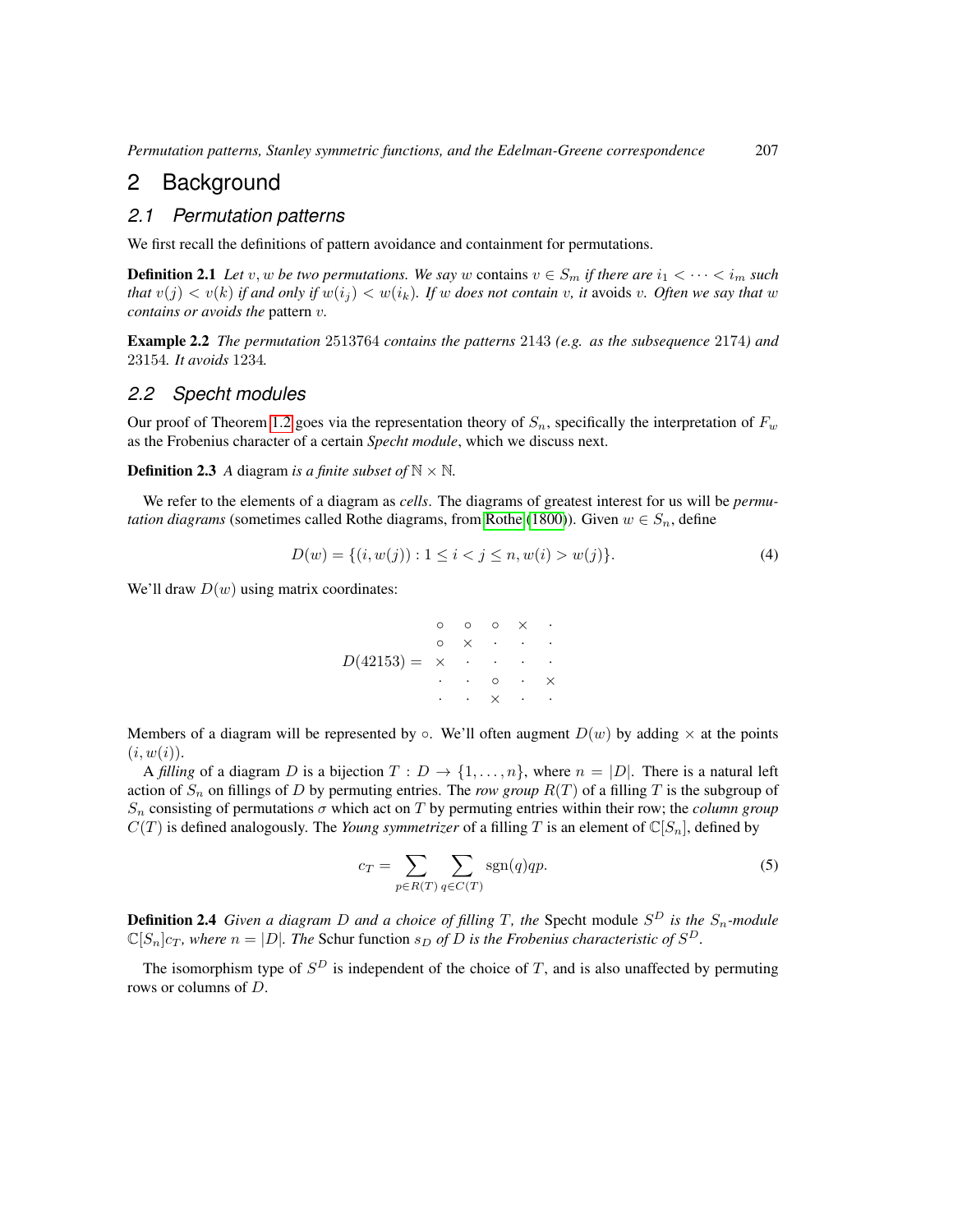## 2 Background

### 2.1 Permutation patterns

We first recall the definitions of pattern avoidance and containment for permutations.

**Definition 2.1** *Let $v, w$ be two permutations. We say $w$* contains *$v \in S_m$ if there are $i_1 < \cdots < i_m$ such that $v(j) < v(k)$ if and only if $w(i_j) < w(i_k)$. If $w$ does not contain $v$, it* avoids *$v$. Often we say that $w$ contains or avoids the* pattern *$v$.*

**Example 2.2** *The permutation 2513764 contains the patterns 2143 (e.g. as the subsequence 2174) and 23154. It avoids 1234.*

### 2.2 Specht modules

Our proof of Theorem 1.2 goes via the representation theory of $S_n$, specifically the interpretation of $F_w$ as the Frobenius character of a certain *Specht module*, which we discuss next.

**Definition 2.3** *A* diagram *is a finite subset of $\mathbb{N} \times \mathbb{N}$.*

We refer to the elements of a diagram as *cells*. The diagrams of greatest interest for us will be *permutation diagrams* (sometimes called Rothe diagrams, from Rothe (1800)). Given $w \in S_n$, define

$$D(w) = \{(i, w(j)) : 1 \le i < j \le n, w(i) > w(j)\}. \tag{4}$$

We'll draw $D(w)$ using matrix coordinates:

$$D(42153) = \begin{matrix} \circ & \circ & \circ & \times & \cdot \\ \circ & \times & \cdot & \cdot & \cdot \\ \times & \cdot & \cdot & \cdot & \cdot \\ \cdot & \cdot & \circ & \cdot & \times \\ \cdot & \cdot & \times & \cdot & \cdot \end{matrix}$$

Members of a diagram will be represented by $\circ$. We'll often augment $D(w)$ by adding $\times$ at the points $(i, w(i))$.

A *filling* of a diagram $D$ is a bijection $T : D \to \{1, \ldots, n\}$, where $n = |D|$. There is a natural left action of $S_n$ on fillings of $D$ by permuting entries. The *row group* $R(T)$ of a filling $T$ is the subgroup of $S_n$ consisting of permutations $\sigma$ which act on $T$ by permuting entries within their row; the *column group* $C(T)$ is defined analogously. The *Young symmetrizer* of a filling $T$ is an element of $\mathbb{C}[S_n]$, defined by

$$c_T = \sum_{p \in R(T)} \sum_{q \in C(T)} \operatorname{sgn}(q) qp. \tag{5}$$

**Definition 2.4** *Given a diagram $D$ and a choice of filling $T$, the* Specht module *$S^D$ is the $S_n$-module $\mathbb{C}[S_n]c_T$, where $n = |D|$. The* Schur function *$s_D$ of $D$ is the Frobenius characteristic of $S^D$.*

The isomorphism type of $S^D$ is independent of the choice of $T$, and is also unaffected by permuting rows or columns of $D$.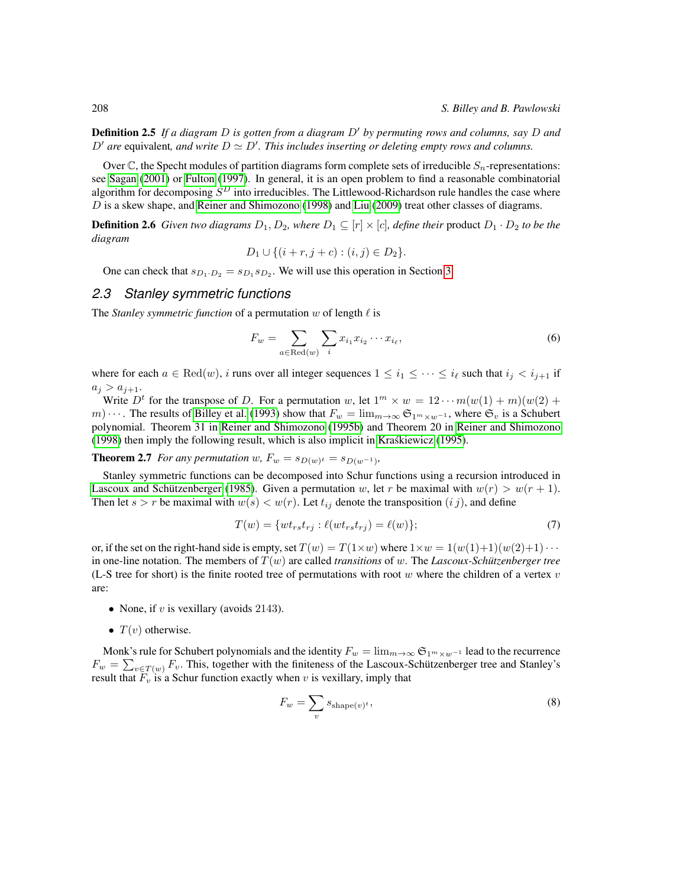**Definition 2.5** *If a diagram $D$ is gotten from a diagram $D'$ by permuting rows and columns, say $D$ and $D'$ are* equivalent*, and write $D \simeq D'$. This includes inserting or deleting empty rows and columns.*

Over $\mathbb{C}$, the Specht modules of partition diagrams form complete sets of irreducible $S_n$-representations: see Sagan (2001) or Fulton (1997). In general, it is an open problem to find a reasonable combinatorial algorithm for decomposing $S^D$ into irreducibles. The Littlewood-Richardson rule handles the case where $D$ is a skew shape, and Reiner and Shimozono (1998) and Liu (2009) treat other classes of diagrams.

**Definition 2.6** *Given two diagrams $D_1, D_2$, where $D_1 \subseteq [r] \times [c]$, define their* product $D_1 \cdot D_2$ *to be the diagram*

$$D_1 \cup \{(i + r, j + c) : (i, j) \in D_2\}.$$

One can check that $s_{D_1 \cdot D_2} = s_{D_1} s_{D_2}$. We will use this operation in Section 3.

## 2.3 Stanley symmetric functions

The *Stanley symmetric function* of a permutation $w$ of length $\ell$ is

$$F_w = \sum_{a \in \mathrm{Red}(w)} \sum_{i} x_{i_1} x_{i_2} \cdots x_{i_\ell}, \tag{6}$$

where for each $a \in \mathrm{Red}(w)$, $i$ runs over all integer sequences $1 \leq i_1 \leq \cdots \leq i_\ell$ such that $i_j < i_{j+1}$ if $a_j > a_{j+1}$.

Write $D^t$ for the transpose of $D$. For a permutation $w$, let $1^m \times w = 12 \cdots m(w(1) + m)(w(2) + m) \cdots$. The results of Billey et al. (1993) show that $F_w = \lim_{m \to \infty} \mathfrak{S}_{1^m \times w^{-1}}$, where $\mathfrak{S}_v$ is a Schubert polynomial. Theorem 31 in Reiner and Shimozono (1995b) and Theorem 20 in Reiner and Shimozono (1998) then imply the following result, which is also implicit in Kraśkiewicz (1995).

**Theorem 2.7** *For any permutation $w$, $F_w = s_{D(w)^t} = s_{D(w^{-1})}$,*

Stanley symmetric functions can be decomposed into Schur functions using a recursion introduced in Lascoux and Schützenberger (1985). Given a permutation $w$, let $r$ be maximal with $w(r) > w(r + 1)$. Then let $s > r$ be maximal with $w(s) < w(r)$. Let $t_{ij}$ denote the transposition $(i\, j)$, and define

$$T(w) = \{w t_{rs} t_{rj} : \ell(w t_{rs} t_{rj}) = \ell(w)\}; \tag{7}$$

or, if the set on the right-hand side is empty, set $T(w) = T(1 \times w)$ where $1 \times w = 1(w(1)+1)(w(2)+1) \cdots$ in one-line notation. The members of $T(w)$ are called *transitions* of $w$. The *Lascoux-Schützenberger tree* (L-S tree for short) is the finite rooted tree of permutations with root $w$ where the children of a vertex $v$ are:

- None, if $v$ is vexillary (avoids 2143).
- $T(v)$ otherwise.

Monk's rule for Schubert polynomials and the identity $F_w = \lim_{m \to \infty} \mathfrak{S}_{1^m \times w^{-1}}$ lead to the recurrence $F_w = \sum_{v \in T(w)} F_v$. This, together with the finiteness of the Lascoux-Schützenberger tree and Stanley's result that $F_v$ is a Schur function exactly when $v$ is vexillary, imply that

$$F_w = \sum_{v} s_{\mathrm{shape}(v)^t}, \tag{8}$$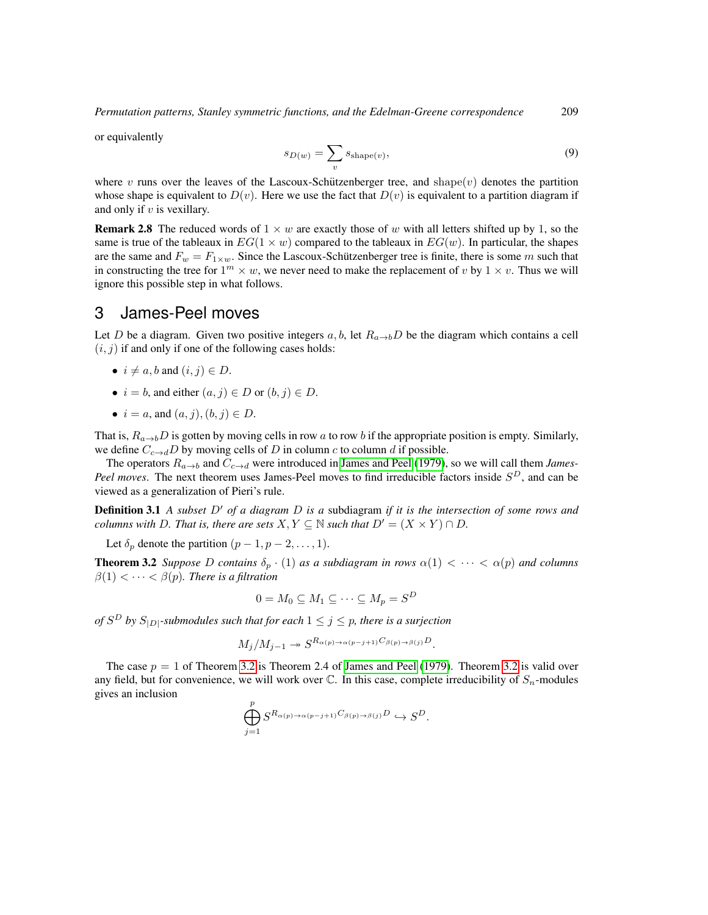or equivalently

$$s_{D(w)} = \sum_{v} s_{\mathrm{shape}(v)}, \tag{9}$$

where $v$ runs over the leaves of the Lascoux-Schützenberger tree, and $\mathrm{shape}(v)$ denotes the partition whose shape is equivalent to $D(v)$. Here we use the fact that $D(v)$ is equivalent to a partition diagram if and only if $v$ is vexillary.

**Remark 2.8** The reduced words of $1 \times w$ are exactly those of $w$ with all letters shifted up by 1, so the same is true of the tableaux in $EG(1 \times w)$ compared to the tableaux in $EG(w)$. In particular, the shapes are the same and $F_w = F_{1 \times w}$. Since the Lascoux-Schützenberger tree is finite, there is some $m$ such that in constructing the tree for $1^m \times w$, we never need to make the replacement of $v$ by $1 \times v$. Thus we will ignore this possible step in what follows.

# 3 James-Peel moves

Let $D$ be a diagram. Given two positive integers $a, b$, let $R_{a \to b} D$ be the diagram which contains a cell $(i, j)$ if and only if one of the following cases holds:

- $i \neq a, b$ and $(i, j) \in D$.
- $i = b$, and either $(a, j) \in D$ or $(b, j) \in D$.
- $i = a$, and $(a, j), (b, j) \in D$.

That is, $R_{a \to b} D$ is gotten by moving cells in row $a$ to row $b$ if the appropriate position is empty. Similarly, we define $C_{c \to d} D$ by moving cells of $D$ in column $c$ to column $d$ if possible.

The operators $R_{a \to b}$ and $C_{c \to d}$ were introduced in James and Peel (1979), so we will call them *James-Peel moves*. The next theorem uses James-Peel moves to find irreducible factors inside $S^D$, and can be viewed as a generalization of Pieri's rule.

**Definition 3.1** *A subset $D'$ of a diagram $D$ is a* subdiagram *if it is the intersection of some rows and columns with $D$. That is, there are sets $X, Y \subseteq \mathbb{N}$ such that $D' = (X \times Y) \cap D$.*

Let $\delta_p$ denote the partition $(p-1, p-2, \ldots, 1)$.

**Theorem 3.2** *Suppose $D$ contains $\delta_p \cdot (1)$ as a subdiagram in rows $\alpha(1) < \cdots < \alpha(p)$ and columns $\beta(1) < \cdots < \beta(p)$. There is a filtration*

$$0 = M_0 \subseteq M_1 \subseteq \cdots \subseteq M_p = S^D$$

*of $S^D$ by $S_{|D|}$-submodules such that for each $1 \leq j \leq p$, there is a surjection*

$$M_j / M_{j-1} \twoheadrightarrow S^{R_{\alpha(p) \to \alpha(p-j+1)} C_{\beta(p) \to \beta(j)} D}.$$

The case $p = 1$ of Theorem 3.2 is Theorem 2.4 of James and Peel (1979). Theorem 3.2 is valid over any field, but for convenience, we will work over $\mathbb{C}$. In this case, complete irreducibility of $S_n$-modules gives an inclusion

$$\bigoplus_{j=1}^{p} S^{R_{\alpha(p) \to \alpha(p-j+1)} C_{\beta(p) \to \beta(j)} D} \hookrightarrow S^D.$$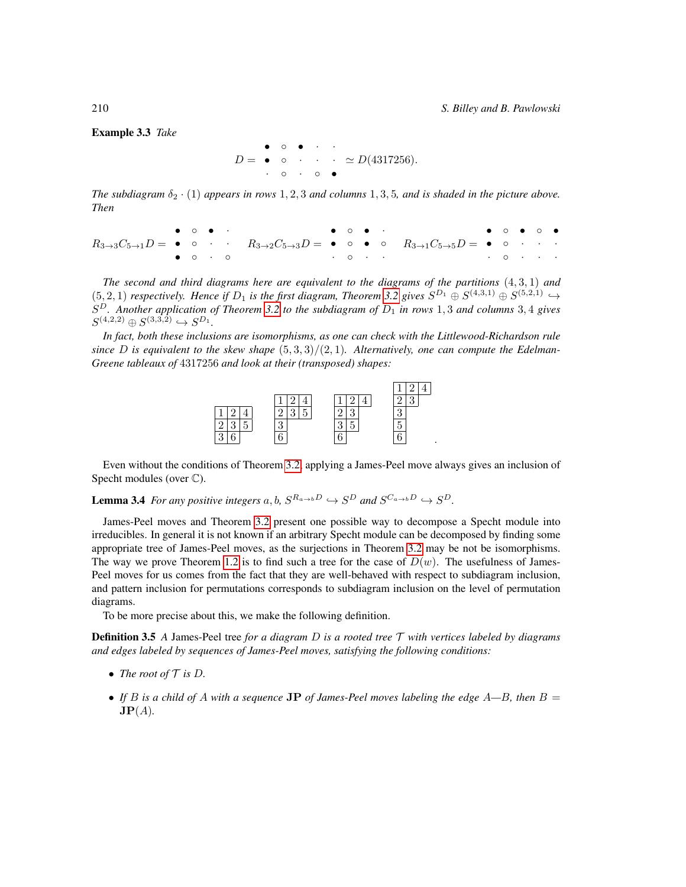**Example 3.3** *Take*

$$D = \begin{array}{ccccc} \bullet & \circ & \bullet & \cdot & \cdot \\ \bullet & \circ & \cdot & \cdot & \cdot \\ \cdot & \circ & \cdot & \circ & \bullet \end{array} \simeq D(4317256).$$

*The subdiagram $\delta_2 \cdot (1)$ appears in rows $1, 2, 3$ and columns $1, 3, 5$, and is shaded in the picture above. Then*

$$R_{3\to 3}C_{5\to 1}D = \begin{array}{cccc} \bullet & \circ & \bullet & \cdot \\ \bullet & \circ & \cdot & \cdot \\ \bullet & \circ & \cdot & \circ \end{array} \quad R_{3\to 2}C_{5\to 3}D = \begin{array}{cccc} \bullet & \circ & \bullet & \cdot \\ \bullet & \circ & \bullet & \circ \\ \cdot & \circ & \cdot & \cdot \end{array} \quad R_{3\to 1}C_{5\to 5}D = \begin{array}{ccccc} \bullet & \circ & \bullet & \circ & \bullet \\ \bullet & \circ & \cdot & \cdot & \cdot \\ \cdot & \circ & \cdot & \cdot & \cdot \end{array}$$

*The second and third diagrams here are equivalent to the diagrams of the partitions $(4, 3, 1)$ and $(5, 2, 1)$ respectively. Hence if $D_1$ is the first diagram, Theorem 3.2 gives $S^{D_1} \oplus S^{(4,3,1)} \oplus S^{(5,2,1)} \hookrightarrow S^D$. Another application of Theorem 3.2 to the subdiagram of $D_1$ in rows $1, 3$ and columns $3, 4$ gives $S^{(4,2,2)} \oplus S^{(3,3,2)} \hookrightarrow S^{D_1}$.*

*In fact, both these inclusions are isomorphisms, as one can check with the Littlewood-Richardson rule since $D$ is equivalent to the skew shape $(5, 3, 3)/(2, 1)$. Alternatively, one can compute the Edelman-Greene tableaux of $4317256$ and look at their (transposed) shapes:*

| 1 | 2 | 4 |
|---|---|---|
| 2 | 3 | 5 |
| 3 | 6 | |

| 1 | 2 | 4 |
|---|---|---|
| 2 | 3 | 5 |
| 3 | | |
| 6 | | |

| 1 | 2 | 4 |
|---|---|---|
| 2 | 3 | |
| 3 | 5 | |
| 6 | | |

| 1 | 2 | 4 |
|---|---|---|
| 2 | 3 | |
| 3 | | |
| 5 | | |
| 6 | | |

Even without the conditions of Theorem 3.2, applying a James-Peel move always gives an inclusion of Specht modules (over $\mathbb{C}$).

**Lemma 3.4** *For any positive integers $a, b$, $S^{R_{a\to b}D} \hookrightarrow S^D$ and $S^{C_{a\to b}D} \hookrightarrow S^D$.*

James-Peel moves and Theorem 3.2 present one possible way to decompose a Specht module into irreducibles. In general it is not known if an arbitrary Specht module can be decomposed by finding some appropriate tree of James-Peel moves, as the surjections in Theorem 3.2 may be not be isomorphisms. The way we prove Theorem 1.2 is to find such a tree for the case of $D(w)$. The usefulness of James-Peel moves for us comes from the fact that they are well-behaved with respect to subdiagram inclusion, and pattern inclusion for permutations corresponds to subdiagram inclusion on the level of permutation diagrams.

To be more precise about this, we make the following definition.

**Definition 3.5** *A* James-Peel tree *for a diagram $D$ is a rooted tree $\mathcal{T}$ with vertices labeled by diagrams and edges labeled by sequences of James-Peel moves, satisfying the following conditions:*

- *The root of $\mathcal{T}$ is $D$.*
- *If $B$ is a child of $A$ with a sequence $\mathbf{JP}$ of James-Peel moves labeling the edge $A$—$B$, then $B = \mathbf{JP}(A)$.*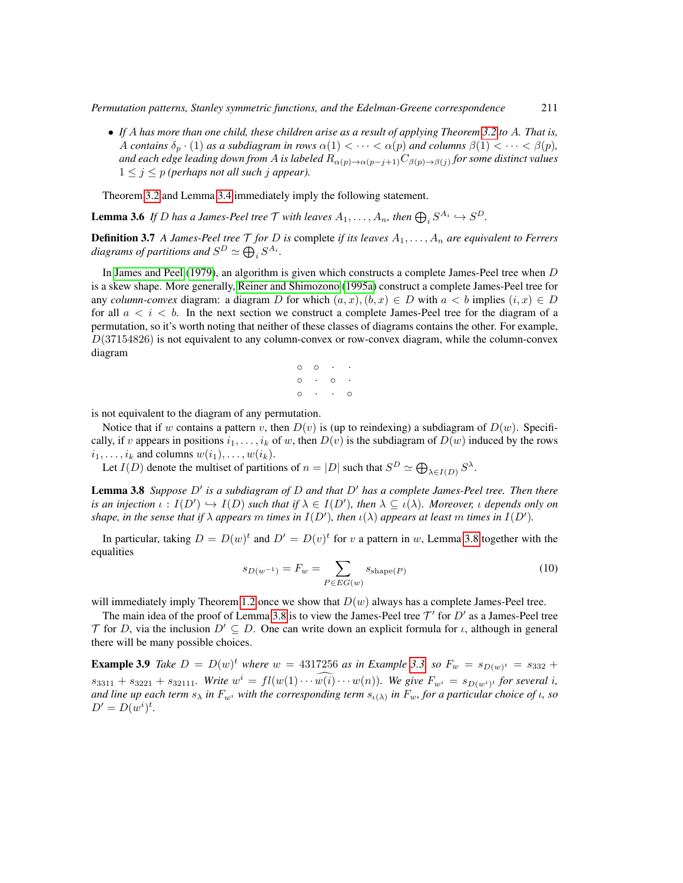- *If $A$ has more than one child, these children arise as a result of applying Theorem 3.2 to $A$. That is, $A$ contains $\delta_p \cdot (1)$ as a subdiagram in rows $\alpha(1) < \cdots < \alpha(p)$ and columns $\beta(1) < \cdots < \beta(p)$, and each edge leading down from $A$ is labeled $R_{\alpha(p)\to\alpha(p-j+1)}C_{\beta(p)\to\beta(j)}$ for some distinct values $1 \leq j \leq p$ (perhaps not all such $j$ appear).*

Theorem 3.2 and Lemma 3.4 immediately imply the following statement.

**Lemma 3.6** *If $D$ has a James-Peel tree $\mathcal{T}$ with leaves $A_1, \ldots, A_n$, then $\bigoplus_i S^{A_i} \hookrightarrow S^D$.*

**Definition 3.7** *A James-Peel tree $\mathcal{T}$ for $D$ is* complete *if its leaves $A_1, \ldots, A_n$ are equivalent to Ferrers diagrams of partitions and $S^D \simeq \bigoplus_i S^{A_i}$.*

In James and Peel (1979), an algorithm is given which constructs a complete James-Peel tree when $D$ is a skew shape. More generally, Reiner and Shimozono (1995a) construct a complete James-Peel tree for any *column-convex* diagram: a diagram $D$ for which $(a, x), (b, x) \in D$ with $a < b$ implies $(i, x) \in D$ for all $a < i < b$. In the next section we construct a complete James-Peel tree for the diagram of a permutation, so it's worth noting that neither of these classes of diagrams contains the other. For example, $D(37154826)$ is not equivalent to any column-convex or row-convex diagram, while the column-convex diagram

$$\begin{array}{cccc} \circ & \circ & \cdot & \cdot \\ \circ & \cdot & \circ & \cdot \\ \circ & \cdot & \cdot & \circ \end{array}$$

is not equivalent to the diagram of any permutation.

Notice that if $w$ contains a pattern $v$, then $D(v)$ is (up to reindexing) a subdiagram of $D(w)$. Specifically, if $v$ appears in positions $i_1, \ldots, i_k$ of $w$, then $D(v)$ is the subdiagram of $D(w)$ induced by the rows $i_1, \ldots, i_k$ and columns $w(i_1), \ldots, w(i_k)$.

Let $I(D)$ denote the multiset of partitions of $n = |D|$ such that $S^D \simeq \bigoplus_{\lambda \in I(D)} S^\lambda$.

**Lemma 3.8** *Suppose $D'$ is a subdiagram of $D$ and that $D'$ has a complete James-Peel tree. Then there is an injection $\iota : I(D') \hookrightarrow I(D)$ such that if $\lambda \in I(D')$, then $\lambda \subseteq \iota(\lambda)$. Moreover, $\iota$ depends only on shape, in the sense that if $\lambda$ appears $m$ times in $I(D')$, then $\iota(\lambda)$ appears at least $m$ times in $I(D')$.*

In particular, taking $D = D(w)^t$ and $D' = D(v)^t$ for $v$ a pattern in $w$, Lemma 3.8 together with the equalities

$$s_{D(w^{-1})} = F_w = \sum_{P \in EG(w)} s_{\text{shape}(P)} \tag{10}$$

will immediately imply Theorem 1.2 once we show that $D(w)$ always has a complete James-Peel tree.

The main idea of the proof of Lemma 3.8 is to view the James-Peel tree $\mathcal{T}'$ for $D'$ as a James-Peel tree $\mathcal{T}$ for $D$, via the inclusion $D' \subseteq D$. One can write down an explicit formula for $\iota$, although in general there will be many possible choices.

**Example 3.9** *Take $D = D(w)^t$ where $w = 4317256$ as in Example 3.3, so $F_w = s_{D(w)^t} = s_{332} + s_{3311} + s_{3221} + s_{32111}$. Write $w^i = fl(w(1) \cdots \widehat{w(i)} \cdots w(n))$. We give $F_{w^i} = s_{D(w^i)^t}$ for several $i$, and line up each term $s_\lambda$ in $F_{w^i}$ with the corresponding term $s_{\iota(\lambda)}$ in $F_w$, for a particular choice of $\iota$, so $D' = D(w^i)^t$.*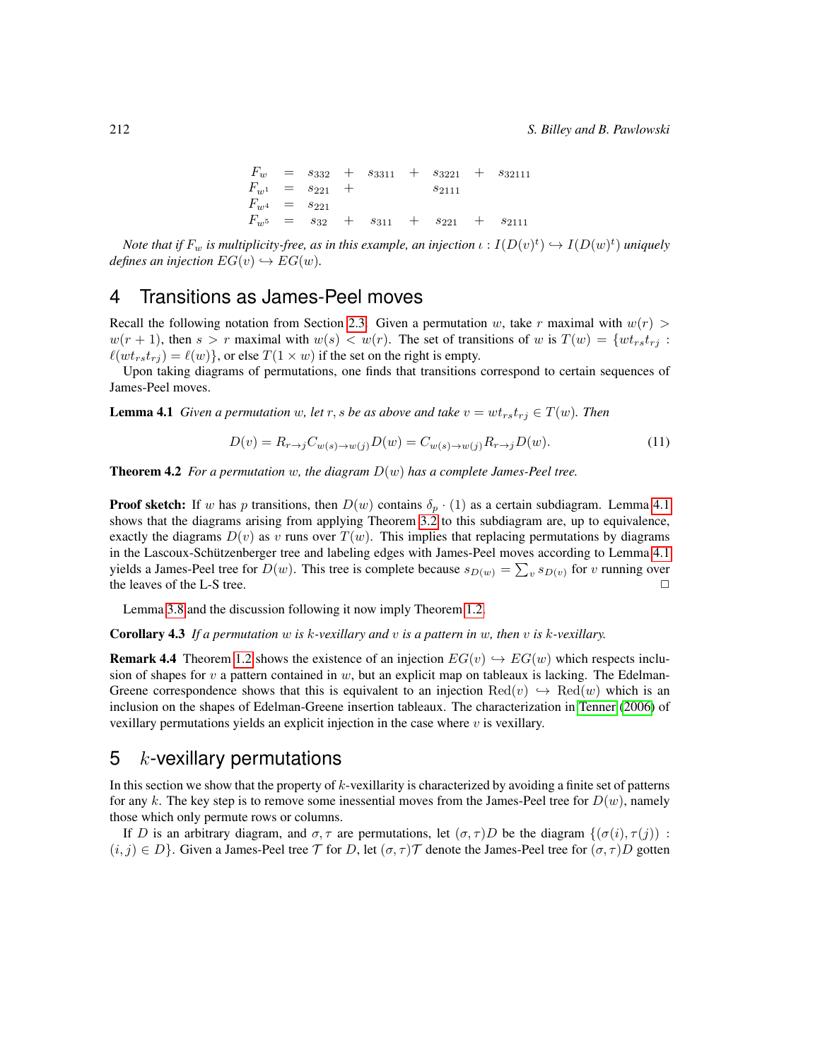$$
\begin{array}{lllllllll}
F_w & = & s_{332} & + & s_{3311} & + & s_{3221} & + & s_{32111} \\
F_{w^1} & = & s_{221} & + & & & s_{2111} & & \\
F_{w^4} & = & s_{221} & & & & & & \\
F_{w^5} & = & s_{32} & + & s_{311} & + & s_{221} & + & s_{2111}
\end{array}
$$

*Note that if $F_w$ is multiplicity-free, as in this example, an injection $\iota : I(D(v)^t) \hookrightarrow I(D(w)^t)$ uniquely defines an injection $EG(v) \hookrightarrow EG(w)$.*

## 4 Transitions as James-Peel moves

Recall the following notation from Section 2.3. Given a permutation $w$, take $r$ maximal with $w(r) > w(r+1)$, then $s > r$ maximal with $w(s) < w(r)$. The set of transitions of $w$ is $T(w) = \{wt_{rs}t_{rj} : \ell(wt_{rs}t_{rj}) = \ell(w)\}$, or else $T(1 \times w)$ if the set on the right is empty.

Upon taking diagrams of permutations, one finds that transitions correspond to certain sequences of James-Peel moves.

**Lemma 4.1** *Given a permutation $w$, let $r, s$ be as above and take $v = wt_{rs}t_{rj} \in T(w)$. Then*

$$
D(v) = R_{r \to j} C_{w(s) \to w(j)} D(w) = C_{w(s) \to w(j)} R_{r \to j} D(w). \tag{11}
$$

**Theorem 4.2** *For a permutation $w$, the diagram $D(w)$ has a complete James-Peel tree.*

**Proof sketch:** If $w$ has $p$ transitions, then $D(w)$ contains $\delta_p \cdot (1)$ as a certain subdiagram. Lemma 4.1 shows that the diagrams arising from applying Theorem 3.2 to this subdiagram are, up to equivalence, exactly the diagrams $D(v)$ as $v$ runs over $T(w)$. This implies that replacing permutations by diagrams in the Lascoux-Schützenberger tree and labeling edges with James-Peel moves according to Lemma 4.1 yields a James-Peel tree for $D(w)$. This tree is complete because $s_{D(w)} = \sum_v s_{D(v)}$ for $v$ running over the leaves of the L-S tree. □

Lemma 3.8 and the discussion following it now imply Theorem 1.2.

**Corollary 4.3** *If a permutation $w$ is $k$-vexillary and $v$ is a pattern in $w$, then $v$ is $k$-vexillary.*

**Remark 4.4** Theorem 1.2 shows the existence of an injection $EG(v) \hookrightarrow EG(w)$ which respects inclusion of shapes for $v$ a pattern contained in $w$, but an explicit map on tableaux is lacking. The Edelman-Greene correspondence shows that this is equivalent to an injection $\mathrm{Red}(v) \hookrightarrow \mathrm{Red}(w)$ which is an inclusion on the shapes of Edelman-Greene insertion tableaux. The characterization in Tenner (2006) of vexillary permutations yields an explicit injection in the case where $v$ is vexillary.

## 5 $k$-vexillary permutations

In this section we show that the property of $k$-vexillarity is characterized by avoiding a finite set of patterns for any $k$. The key step is to remove some inessential moves from the James-Peel tree for $D(w)$, namely those which only permute rows or columns.

If $D$ is an arbitrary diagram, and $\sigma, \tau$ are permutations, let $(\sigma, \tau)D$ be the diagram $\{(\sigma(i), \tau(j)) : (i, j) \in D\}$. Given a James-Peel tree $\mathcal{T}$ for $D$, let $(\sigma, \tau)\mathcal{T}$ denote the James-Peel tree for $(\sigma, \tau)D$ gotten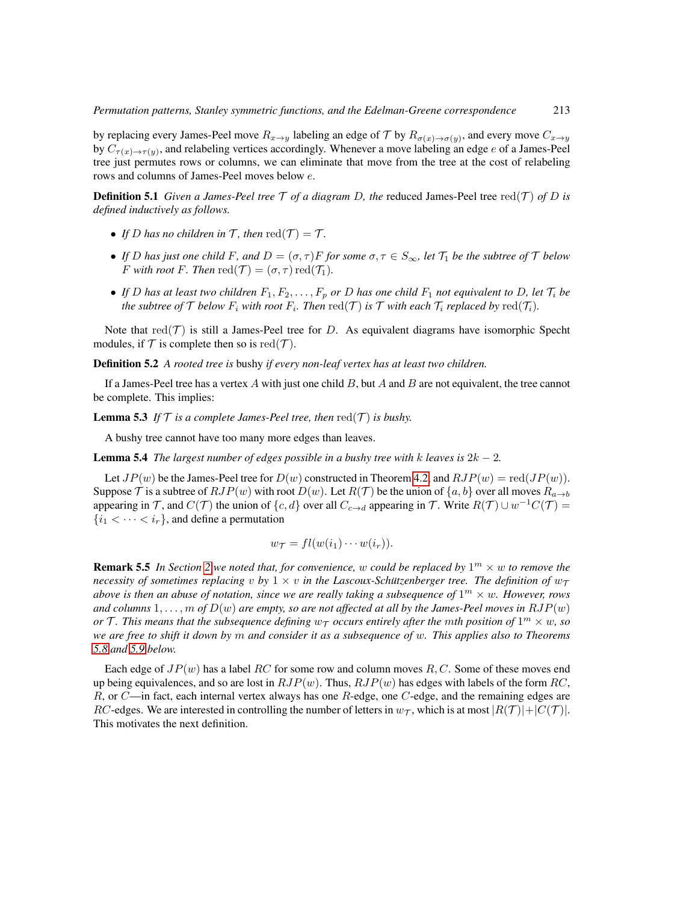by replacing every James-Peel move $R_{x\to y}$ labeling an edge of $\mathcal{T}$ by $R_{\sigma(x)\to\sigma(y)}$, and every move $C_{x\to y}$ by $C_{\tau(x)\to\tau(y)}$, and relabeling vertices accordingly. Whenever a move labeling an edge $e$ of a James-Peel tree just permutes rows or columns, we can eliminate that move from the tree at the cost of relabeling rows and columns of James-Peel moves below $e$.

**Definition 5.1** *Given a James-Peel tree $\mathcal{T}$ of a diagram $D$, the* reduced James-Peel tree $\mathrm{red}(\mathcal{T})$ *of $D$ is defined inductively as follows.*

- *If $D$ has no children in $\mathcal{T}$, then $\mathrm{red}(\mathcal{T}) = \mathcal{T}$.*
- *If $D$ has just one child $F$, and $D = (\sigma, \tau)F$ for some $\sigma, \tau \in S_\infty$, let $\mathcal{T}_1$ be the subtree of $\mathcal{T}$ below $F$ with root $F$. Then $\mathrm{red}(\mathcal{T}) = (\sigma, \tau)\,\mathrm{red}(\mathcal{T}_1)$.*
- *If $D$ has at least two children $F_1, F_2, \ldots, F_p$ or $D$ has one child $F_1$ not equivalent to $D$, let $\mathcal{T}_i$ be the subtree of $\mathcal{T}$ below $F_i$ with root $F_i$. Then $\mathrm{red}(\mathcal{T})$ is $\mathcal{T}$ with each $\mathcal{T}_i$ replaced by $\mathrm{red}(\mathcal{T}_i)$.*

Note that $\mathrm{red}(\mathcal{T})$ is still a James-Peel tree for $D$. As equivalent diagrams have isomorphic Specht modules, if $\mathcal{T}$ is complete then so is $\mathrm{red}(\mathcal{T})$.

**Definition 5.2** *A rooted tree is* bushy *if every non-leaf vertex has at least two children.*

If a James-Peel tree has a vertex $A$ with just one child $B$, but $A$ and $B$ are not equivalent, the tree cannot be complete. This implies:

**Lemma 5.3** *If $\mathcal{T}$ is a complete James-Peel tree, then $\mathrm{red}(\mathcal{T})$ is bushy.*

A bushy tree cannot have too many more edges than leaves.

**Lemma 5.4** *The largest number of edges possible in a bushy tree with $k$ leaves is $2k - 2$.*

Let $JP(w)$ be the James-Peel tree for $D(w)$ constructed in Theorem 4.2, and $RJP(w) = \mathrm{red}(JP(w))$. Suppose $\mathcal{T}$ is a subtree of $RJP(w)$ with root $D(w)$. Let $R(\mathcal{T})$ be the union of $\{a, b\}$ over all moves $R_{a\to b}$ appearing in $\mathcal{T}$, and $C(\mathcal{T})$ the union of $\{c, d\}$ over all $C_{c\to d}$ appearing in $\mathcal{T}$. Write $R(\mathcal{T}) \cup w^{-1}C(\mathcal{T}) = \{i_1 < \cdots < i_r\}$, and define a permutation

$$w_\mathcal{T} = fl(w(i_1)\cdots w(i_r)).$$

**Remark 5.5** *In Section 2 we noted that, for convenience, $w$ could be replaced by $1^m \times w$ to remove the necessity of sometimes replacing $v$ by $1 \times v$ in the Lascoux-Schützenberger tree. The definition of $w_\mathcal{T}$ above is then an abuse of notation, since we are really taking a subsequence of $1^m \times w$. However, rows and columns $1, \ldots, m$ of $D(w)$ are empty, so are not affected at all by the James-Peel moves in $RJP(w)$ or $\mathcal{T}$. This means that the subsequence defining $w_\mathcal{T}$ occurs entirely after the $m$th position of $1^m \times w$, so we are free to shift it down by $m$ and consider it as a subsequence of $w$. This applies also to Theorems 5.8 and 5.9 below.*

Each edge of $JP(w)$ has a label $RC$ for some row and column moves $R, C$. Some of these moves end up being equivalences, and so are lost in $RJP(w)$. Thus, $RJP(w)$ has edges with labels of the form $RC$, $R$, or $C$—in fact, each internal vertex always has one $R$-edge, one $C$-edge, and the remaining edges are $RC$-edges. We are interested in controlling the number of letters in $w_\mathcal{T}$, which is at most $|R(\mathcal{T})| + |C(\mathcal{T})|$. This motivates the next definition.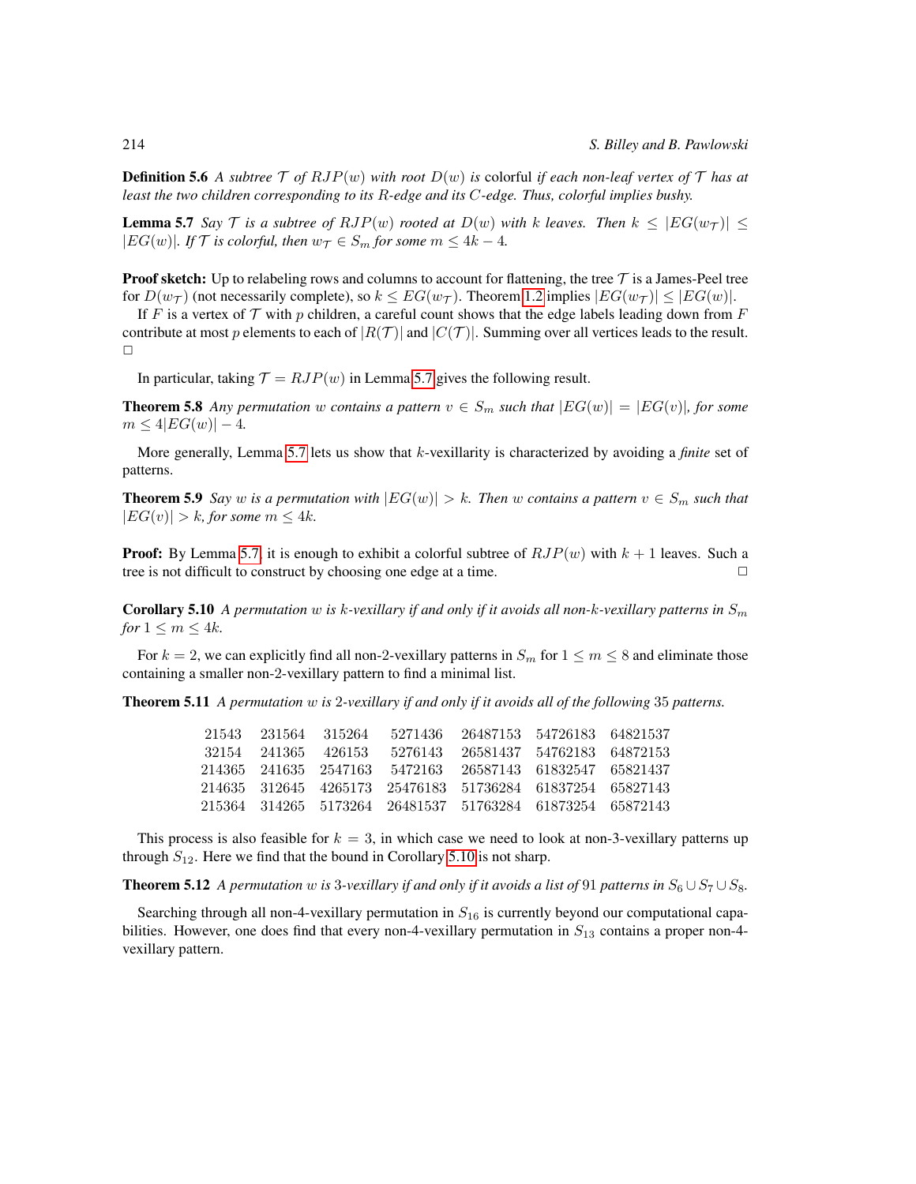**Definition 5.6** *A subtree $\mathcal{T}$ of $RJP(w)$ with root $D(w)$ is* colorful *if each non-leaf vertex of $\mathcal{T}$ has at least the two children corresponding to its $R$-edge and its $C$-edge. Thus, colorful implies bushy.*

**Lemma 5.7** *Say $\mathcal{T}$ is a subtree of $RJP(w)$ rooted at $D(w)$ with $k$ leaves. Then $k \leq |EG(w_{\mathcal{T}})| \leq |EG(w)|$. If $\mathcal{T}$ is colorful, then $w_{\mathcal{T}} \in S_m$ for some $m \leq 4k - 4$.*

**Proof sketch:** Up to relabeling rows and columns to account for flattening, the tree $\mathcal{T}$ is a James-Peel tree for $D(w_{\mathcal{T}})$ (not necessarily complete), so $k \leq EG(w_{\mathcal{T}})$. Theorem 1.2 implies $|EG(w_{\mathcal{T}})| \leq |EG(w)|$.

If $F$ is a vertex of $\mathcal{T}$ with $p$ children, a careful count shows that the edge labels leading down from $F$ contribute at most $p$ elements to each of $|R(\mathcal{T})|$ and $|C(\mathcal{T})|$. Summing over all vertices leads to the result. □

In particular, taking $\mathcal{T} = RJP(w)$ in Lemma 5.7 gives the following result.

**Theorem 5.8** *Any permutation $w$ contains a pattern $v \in S_m$ such that $|EG(w)| = |EG(v)|$, for some $m \leq 4|EG(w)| - 4$.*

More generally, Lemma 5.7 lets us show that $k$-vexillarity is characterized by avoiding a *finite* set of patterns.

**Theorem 5.9** *Say $w$ is a permutation with $|EG(w)| > k$. Then $w$ contains a pattern $v \in S_m$ such that $|EG(v)| > k$, for some $m \leq 4k$.*

**Proof:** By Lemma 5.7, it is enough to exhibit a colorful subtree of $RJP(w)$ with $k + 1$ leaves. Such a tree is not difficult to construct by choosing one edge at a time. □

**Corollary 5.10** *A permutation $w$ is $k$-vexillary if and only if it avoids all non-$k$-vexillary patterns in $S_m$ for $1 \leq m \leq 4k$.*

For $k = 2$, we can explicitly find all non-2-vexillary patterns in $S_m$ for $1 \leq m \leq 8$ and eliminate those containing a smaller non-2-vexillary pattern to find a minimal list.

**Theorem 5.11** *A permutation $w$ is 2-vexillary if and only if it avoids all of the following 35 patterns.*

| | | | | | | |
|---|---|---|---|---|---|---|
| 21543 | 231564 | 315264 | 5271436 | 26487153 | 54726183 | 64821537 |
| 32154 | 241365 | 426153 | 5276143 | 26581437 | 54762183 | 64872153 |
| 214365 | 241635 | 2547163 | 5472163 | 26587143 | 61832547 | 65821437 |
| 214635 | 312645 | 4265173 | 25476183 | 51736284 | 61837254 | 65827143 |
| 215364 | 314265 | 5173264 | 26481537 | 51763284 | 61873254 | 65872143 |

This process is also feasible for $k = 3$, in which case we need to look at non-3-vexillary patterns up through $S_{12}$. Here we find that the bound in Corollary 5.10 is not sharp.

**Theorem 5.12** *A permutation $w$ is 3-vexillary if and only if it avoids a list of 91 patterns in $S_6 \cup S_7 \cup S_8$.*

Searching through all non-4-vexillary permutation in $S_{16}$ is currently beyond our computational capabilities. However, one does find that every non-4-vexillary permutation in $S_{13}$ contains a proper non-4-vexillary pattern.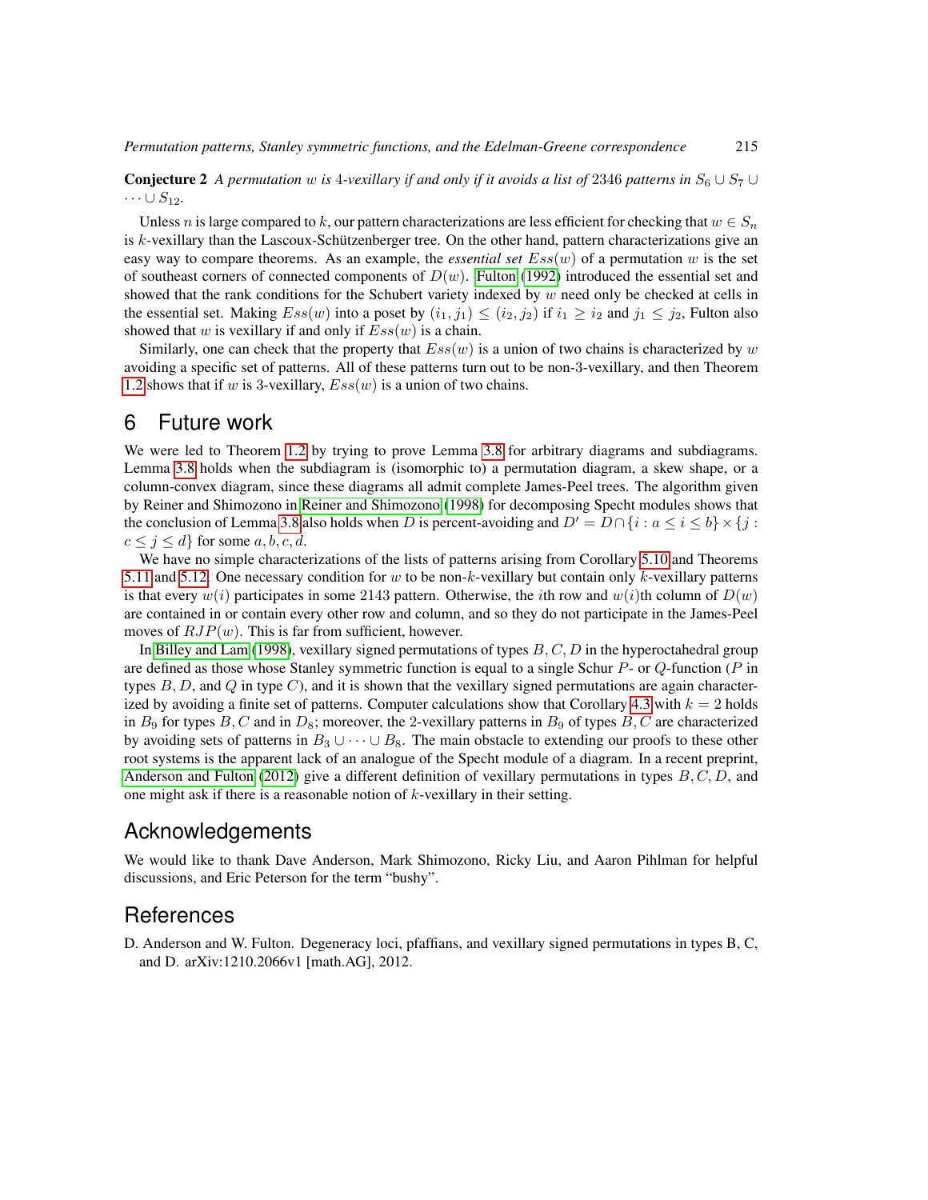**Conjecture 2** *A permutation $w$ is 4-vexillary if and only if it avoids a list of 2346 patterns in $S_6 \cup S_7 \cup \cdots \cup S_{12}$.*

Unless $n$ is large compared to $k$, our pattern characterizations are less efficient for checking that $w \in S_n$ is $k$-vexillary than the Lascoux-Schützenberger tree. On the other hand, pattern characterizations give an easy way to compare theorems. As an example, the *essential set* $Ess(w)$ of a permutation $w$ is the set of southeast corners of connected components of $D(w)$. Fulton (1992) introduced the essential set and showed that the rank conditions for the Schubert variety indexed by $w$ need only be checked at cells in the essential set. Making $Ess(w)$ into a poset by $(i_1, j_1) \leq (i_2, j_2)$ if $i_1 \geq i_2$ and $j_1 \leq j_2$, Fulton also showed that $w$ is vexillary if and only if $Ess(w)$ is a chain.

Similarly, one can check that the property that $Ess(w)$ is a union of two chains is characterized by $w$ avoiding a specific set of patterns. All of these patterns turn out to be non-3-vexillary, and then Theorem 1.2 shows that if $w$ is 3-vexillary, $Ess(w)$ is a union of two chains.

## 6 Future work

We were led to Theorem 1.2 by trying to prove Lemma 3.8 for arbitrary diagrams and subdiagrams. Lemma 3.8 holds when the subdiagram is (isomorphic to) a permutation diagram, a skew shape, or a column-convex diagram, since these diagrams all admit complete James-Peel trees. The algorithm given by Reiner and Shimozono in Reiner and Shimozono (1998) for decomposing Specht modules shows that the conclusion of Lemma 3.8 also holds when $D$ is percent-avoiding and $D' = D \cap \{i : a \leq i \leq b\} \times \{j : c \leq j \leq d\}$ for some $a, b, c, d$.

We have no simple characterizations of the lists of patterns arising from Corollary 5.10 and Theorems 5.11 and 5.12. One necessary condition for $w$ to be non-$k$-vexillary but contain only $k$-vexillary patterns is that every $w(i)$ participates in some 2143 pattern. Otherwise, the $i$th row and $w(i)$th column of $D(w)$ are contained in or contain every other row and column, and so they do not participate in the James-Peel moves of $RJP(w)$. This is far from sufficient, however.

In Billey and Lam (1998), vexillary signed permutations of types $B, C, D$ in the hyperoctahedral group are defined as those whose Stanley symmetric function is equal to a single Schur $P$- or $Q$-function ($P$ in types $B, D$, and $Q$ in type $C$), and it is shown that the vexillary signed permutations are again characterized by avoiding a finite set of patterns. Computer calculations show that Corollary 4.3 with $k = 2$ holds in $B_9$ for types $B, C$ and in $D_8$; moreover, the 2-vexillary patterns in $B_9$ of types $B, C$ are characterized by avoiding sets of patterns in $B_3 \cup \cdots \cup B_8$. The main obstacle to extending our proofs to these other root systems is the apparent lack of an analogue of the Specht module of a diagram. In a recent preprint, Anderson and Fulton (2012) give a different definition of vexillary permutations in types $B, C, D$, and one might ask if there is a reasonable notion of $k$-vexillary in their setting.

## Acknowledgements

We would like to thank Dave Anderson, Mark Shimozono, Ricky Liu, and Aaron Pihlman for helpful discussions, and Eric Peterson for the term "bushy".

## References

D. Anderson and W. Fulton. Degeneracy loci, pfaffians, and vexillary signed permutations in types B, C, and D. arXiv:1210.2066v1 [math.AG], 2012.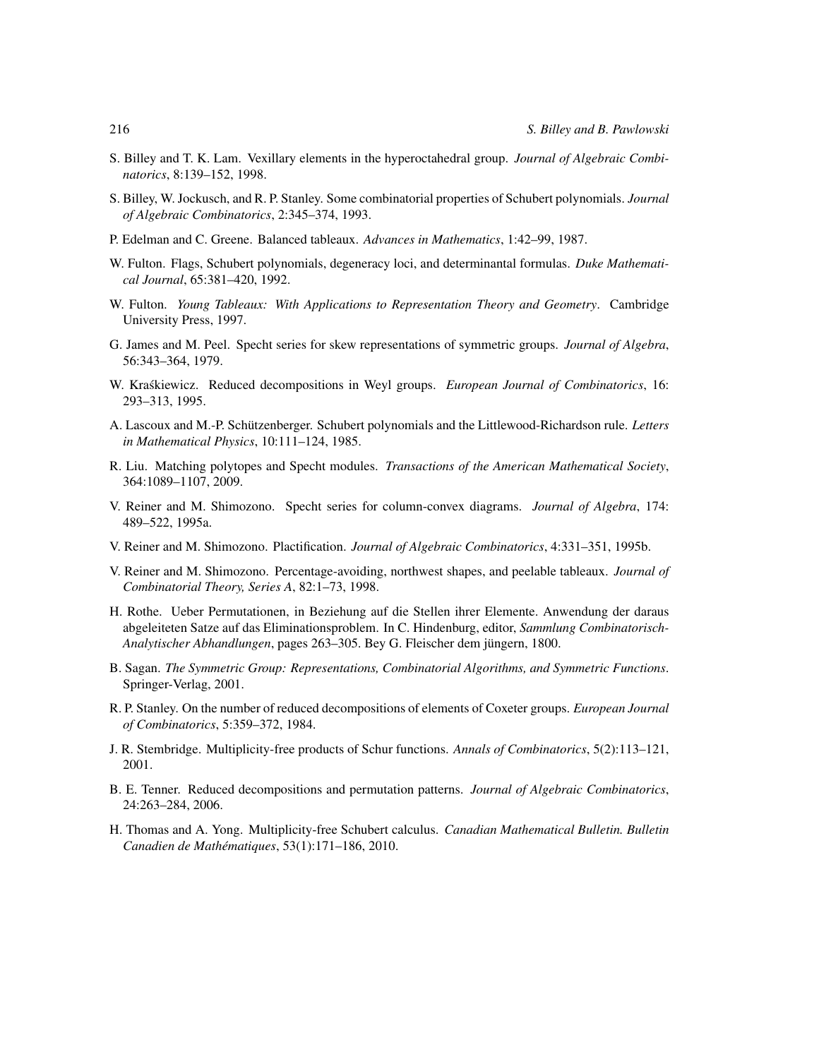S. Billey and T. K. Lam. Vexillary elements in the hyperoctahedral group. *Journal of Algebraic Combinatorics*, 8:139–152, 1998.

S. Billey, W. Jockusch, and R. P. Stanley. Some combinatorial properties of Schubert polynomials. *Journal of Algebraic Combinatorics*, 2:345–374, 1993.

P. Edelman and C. Greene. Balanced tableaux. *Advances in Mathematics*, 1:42–99, 1987.

W. Fulton. Flags, Schubert polynomials, degeneracy loci, and determinantal formulas. *Duke Mathematical Journal*, 65:381–420, 1992.

W. Fulton. *Young Tableaux: With Applications to Representation Theory and Geometry*. Cambridge University Press, 1997.

G. James and M. Peel. Specht series for skew representations of symmetric groups. *Journal of Algebra*, 56:343–364, 1979.

W. Kraśkiewicz. Reduced decompositions in Weyl groups. *European Journal of Combinatorics*, 16: 293–313, 1995.

A. Lascoux and M.-P. Schützenberger. Schubert polynomials and the Littlewood-Richardson rule. *Letters in Mathematical Physics*, 10:111–124, 1985.

R. Liu. Matching polytopes and Specht modules. *Transactions of the American Mathematical Society*, 364:1089–1107, 2009.

V. Reiner and M. Shimozono. Specht series for column-convex diagrams. *Journal of Algebra*, 174: 489–522, 1995a.

V. Reiner and M. Shimozono. Plactification. *Journal of Algebraic Combinatorics*, 4:331–351, 1995b.

V. Reiner and M. Shimozono. Percentage-avoiding, northwest shapes, and peelable tableaux. *Journal of Combinatorial Theory, Series A*, 82:1–73, 1998.

H. Rothe. Ueber Permutationen, in Beziehung auf die Stellen ihrer Elemente. Anwendung der daraus abgeleiteten Satze auf das Eliminationsproblem. In C. Hindenburg, editor, *Sammlung Combinatorisch-Analytischer Abhandlungen*, pages 263–305. Bey G. Fleischer dem jüngern, 1800.

B. Sagan. *The Symmetric Group: Representations, Combinatorial Algorithms, and Symmetric Functions*. Springer-Verlag, 2001.

R. P. Stanley. On the number of reduced decompositions of elements of Coxeter groups. *European Journal of Combinatorics*, 5:359–372, 1984.

J. R. Stembridge. Multiplicity-free products of Schur functions. *Annals of Combinatorics*, 5(2):113–121, 2001.

B. E. Tenner. Reduced decompositions and permutation patterns. *Journal of Algebraic Combinatorics*, 24:263–284, 2006.

H. Thomas and A. Yong. Multiplicity-free Schubert calculus. *Canadian Mathematical Bulletin. Bulletin Canadien de Mathématiques*, 53(1):171–186, 2010.